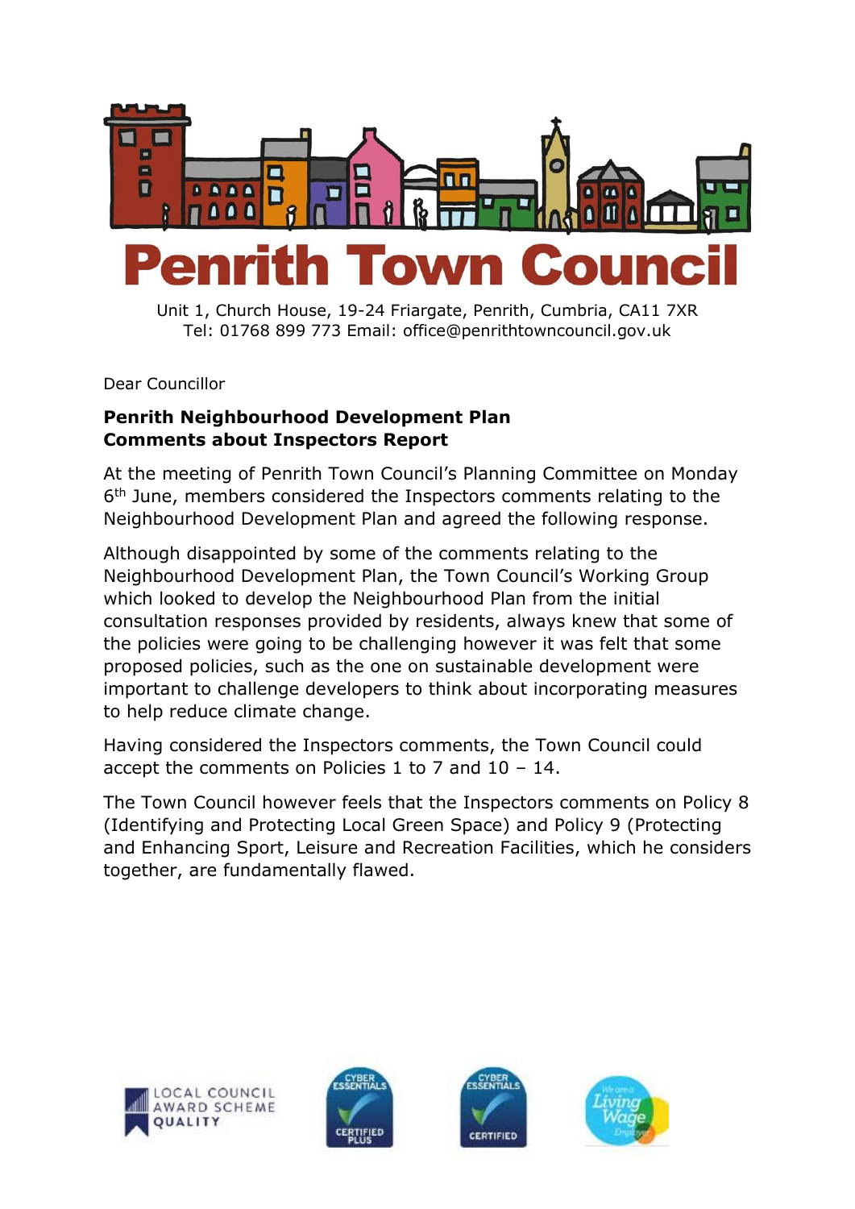# Penrith Town Council

Unit 1, Church House, 19-24 Friargate, Penrith, Cumbria, CA11 7XR
Tel: 01768 899 773 Email: office@penrithtowncouncil.gov.uk

Dear Councillor

**Penrith Neighbourhood Development Plan**
**Comments about Inspectors Report**

At the meeting of Penrith Town Council's Planning Committee on Monday 6th June, members considered the Inspectors comments relating to the Neighbourhood Development Plan and agreed the following response.

Although disappointed by some of the comments relating to the Neighbourhood Development Plan, the Town Council's Working Group which looked to develop the Neighbourhood Plan from the initial consultation responses provided by residents, always knew that some of the policies were going to be challenging however it was felt that some proposed policies, such as the one on sustainable development were important to challenge developers to think about incorporating measures to help reduce climate change.

Having considered the Inspectors comments, the Town Council could accept the comments on Policies 1 to 7 and 10 – 14.

The Town Council however feels that the Inspectors comments on Policy 8 (Identifying and Protecting Local Green Space) and Policy 9 (Protecting and Enhancing Sport, Leisure and Recreation Facilities, which he considers together, are fundamentally flawed.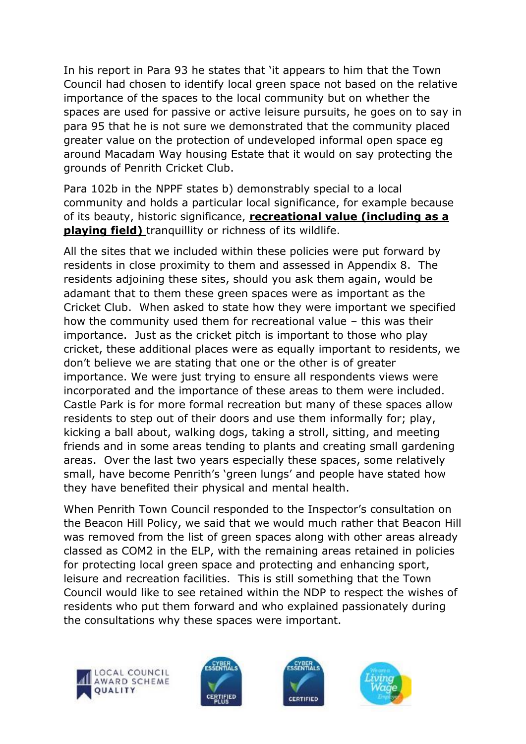In his report in Para 93 he states that 'it appears to him that the Town Council had chosen to identify local green space not based on the relative importance of the spaces to the local community but on whether the spaces are used for passive or active leisure pursuits, he goes on to say in para 95 that he is not sure we demonstrated that the community placed greater value on the protection of undeveloped informal open space eg around Macadam Way housing Estate that it would on say protecting the grounds of Penrith Cricket Club.

Para 102b in the NPPF states b) demonstrably special to a local community and holds a particular local significance, for example because of its beauty, historic significance, **recreational value (including as a playing field)** tranquillity or richness of its wildlife.

All the sites that we included within these policies were put forward by residents in close proximity to them and assessed in Appendix 8. The residents adjoining these sites, should you ask them again, would be adamant that to them these green spaces were as important as the Cricket Club. When asked to state how they were important we specified how the community used them for recreational value – this was their importance. Just as the cricket pitch is important to those who play cricket, these additional places were as equally important to residents, we don't believe we are stating that one or the other is of greater importance. We were just trying to ensure all respondents views were incorporated and the importance of these areas to them were included. Castle Park is for more formal recreation but many of these spaces allow residents to step out of their doors and use them informally for; play, kicking a ball about, walking dogs, taking a stroll, sitting, and meeting friends and in some areas tending to plants and creating small gardening areas. Over the last two years especially these spaces, some relatively small, have become Penrith's 'green lungs' and people have stated how they have benefited their physical and mental health.

When Penrith Town Council responded to the Inspector's consultation on the Beacon Hill Policy, we said that we would much rather that Beacon Hill was removed from the list of green spaces along with other areas already classed as COM2 in the ELP, with the remaining areas retained in policies for protecting local green space and protecting and enhancing sport, leisure and recreation facilities. This is still something that the Town Council would like to see retained within the NDP to respect the wishes of residents who put them forward and who explained passionately during the consultations why these spaces were important.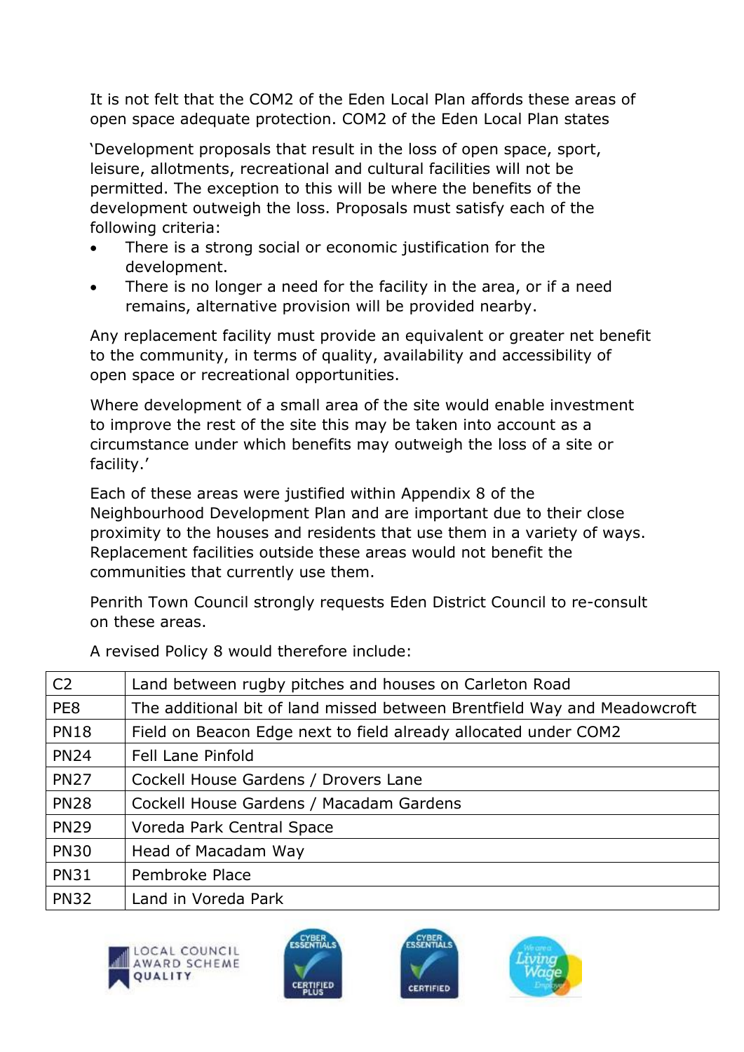It is not felt that the COM2 of the Eden Local Plan affords these areas of open space adequate protection. COM2 of the Eden Local Plan states

'Development proposals that result in the loss of open space, sport, leisure, allotments, recreational and cultural facilities will not be permitted. The exception to this will be where the benefits of the development outweigh the loss. Proposals must satisfy each of the following criteria:

- There is a strong social or economic justification for the development.
- There is no longer a need for the facility in the area, or if a need remains, alternative provision will be provided nearby.

Any replacement facility must provide an equivalent or greater net benefit to the community, in terms of quality, availability and accessibility of open space or recreational opportunities.

Where development of a small area of the site would enable investment to improve the rest of the site this may be taken into account as a circumstance under which benefits may outweigh the loss of a site or facility.'

Each of these areas were justified within Appendix 8 of the Neighbourhood Development Plan and are important due to their close proximity to the houses and residents that use them in a variety of ways. Replacement facilities outside these areas would not benefit the communities that currently use them.

Penrith Town Council strongly requests Eden District Council to re-consult on these areas.

A revised Policy 8 would therefore include:

| | |
|---|---|
| C2 | Land between rugby pitches and houses on Carleton Road |
| PE8 | The additional bit of land missed between Brentfield Way and Meadowcroft |
| PN18 | Field on Beacon Edge next to field already allocated under COM2 |
| PN24 | Fell Lane Pinfold |
| PN27 | Cockell House Gardens / Drovers Lane |
| PN28 | Cockell House Gardens / Macadam Gardens |
| PN29 | Voreda Park Central Space |
| PN30 | Head of Macadam Way |
| PN31 | Pembroke Place |
| PN32 | Land in Voreda Park |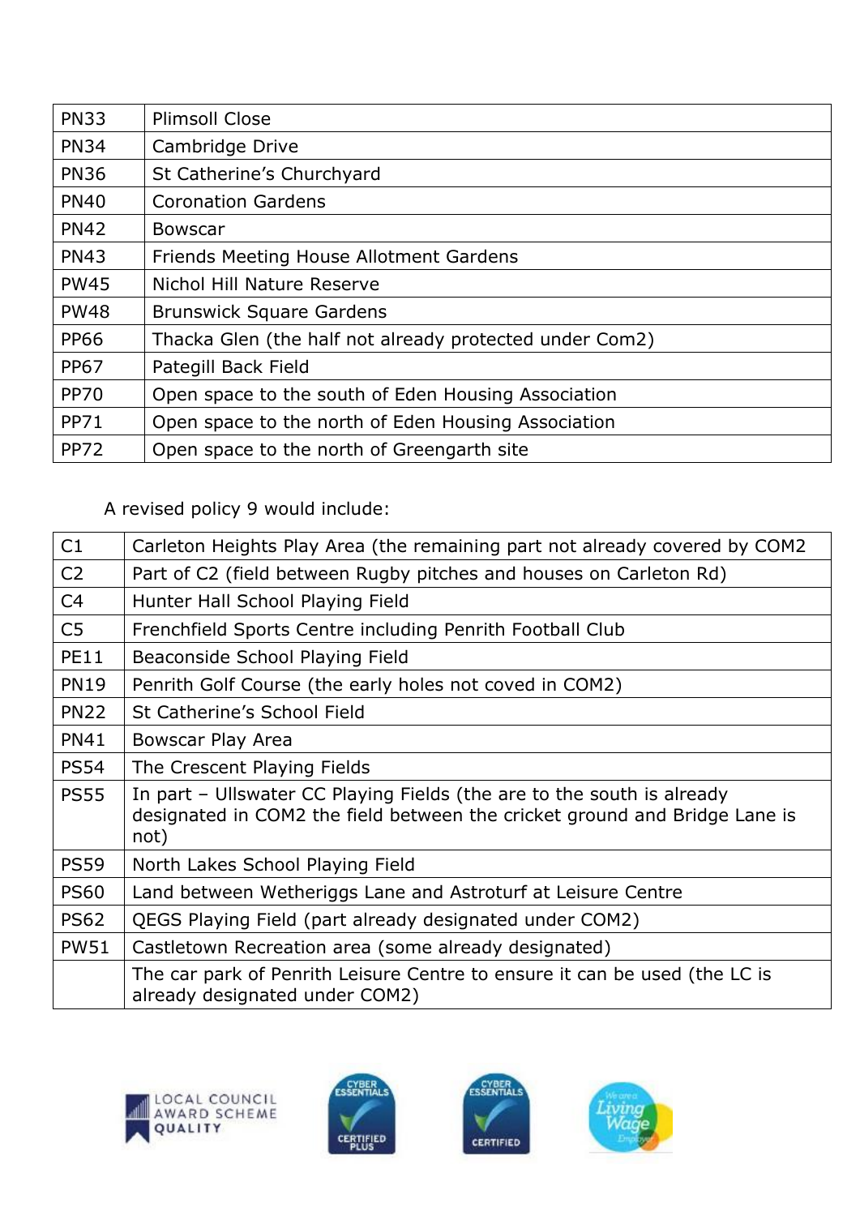| PN33 | Plimsoll Close |
|---|---|
| PN34 | Cambridge Drive |
| PN36 | St Catherine's Churchyard |
| PN40 | Coronation Gardens |
| PN42 | Bowscar |
| PN43 | Friends Meeting House Allotment Gardens |
| PW45 | Nichol Hill Nature Reserve |
| PW48 | Brunswick Square Gardens |
| PP66 | Thacka Glen (the half not already protected under Com2) |
| PP67 | Pategill Back Field |
| PP70 | Open space to the south of Eden Housing Association |
| PP71 | Open space to the north of Eden Housing Association |
| PP72 | Open space to the north of Greengarth site |

A revised policy 9 would include:

| C1 | Carleton Heights Play Area (the remaining part not already covered by COM2 |
|---|---|
| C2 | Part of C2 (field between Rugby pitches and houses on Carleton Rd) |
| C4 | Hunter Hall School Playing Field |
| C5 | Frenchfield Sports Centre including Penrith Football Club |
| PE11 | Beaconside School Playing Field |
| PN19 | Penrith Golf Course (the early holes not coved in COM2) |
| PN22 | St Catherine's School Field |
| PN41 | Bowscar Play Area |
| PS54 | The Crescent Playing Fields |
| PS55 | In part – Ullswater CC Playing Fields (the are to the south is already designated in COM2 the field between the cricket ground and Bridge Lane is not) |
| PS59 | North Lakes School Playing Field |
| PS60 | Land between Wetheriggs Lane and Astroturf at Leisure Centre |
| PS62 | QEGS Playing Field (part already designated under COM2) |
| PW51 | Castletown Recreation area (some already designated) |
| | The car park of Penrith Leisure Centre to ensure it can be used (the LC is already designated under COM2) |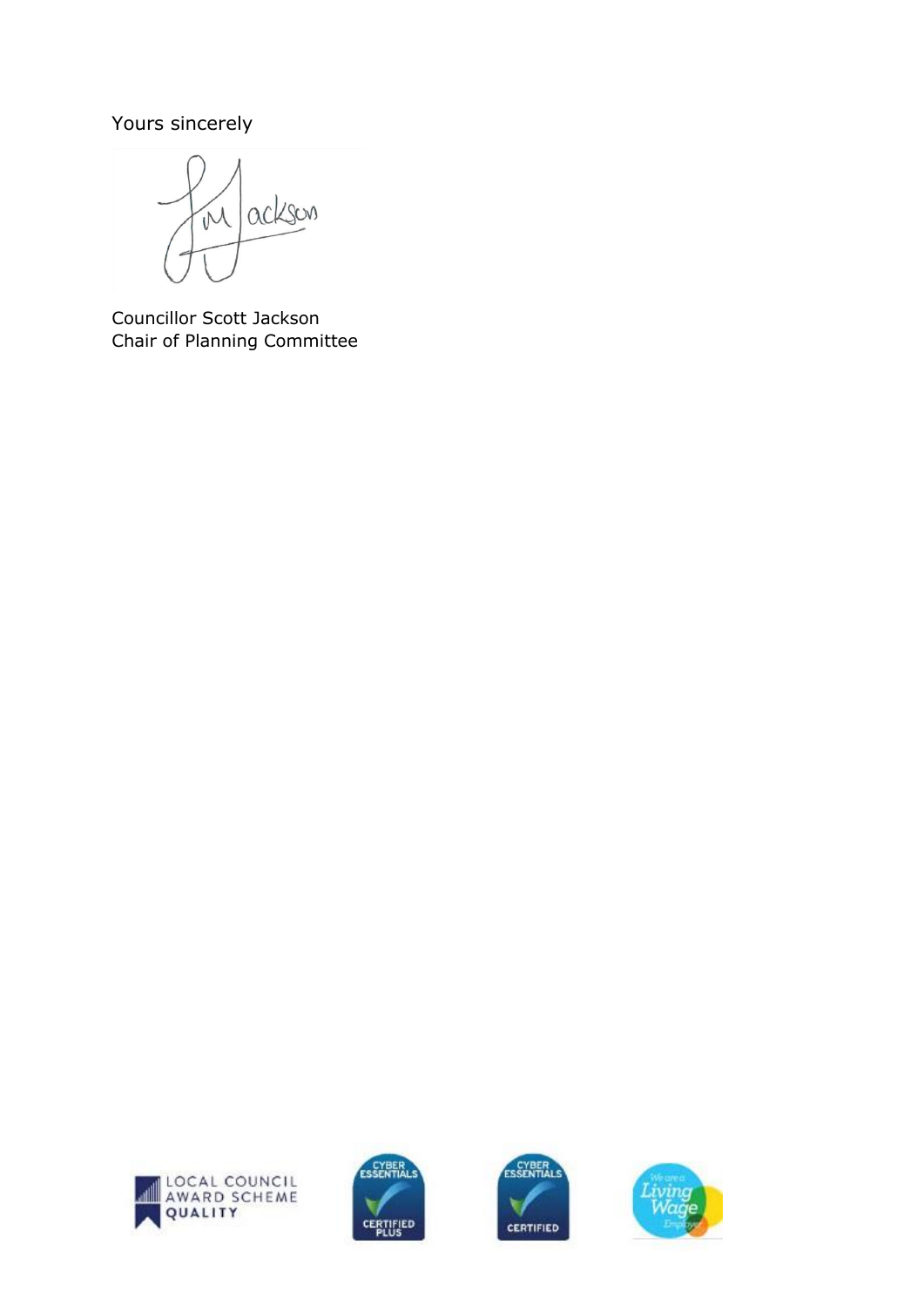Yours sincerely

Councillor Scott Jackson
Chair of Planning Committee